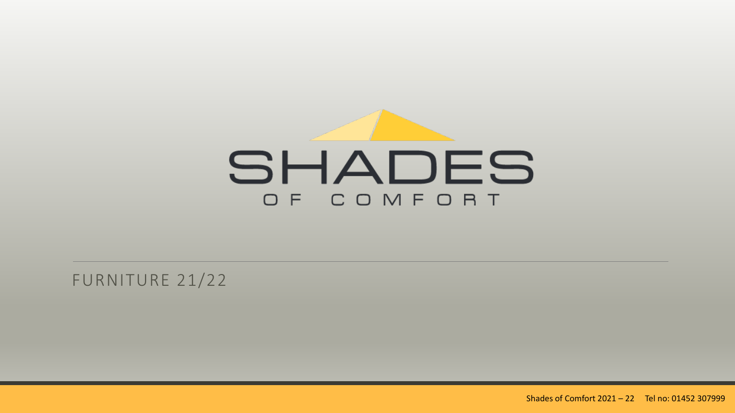# SHADES

OF COMFORT

FURNITURE 21/22

Shades of Comfort 2021 – 22    Tel no: 01452 307999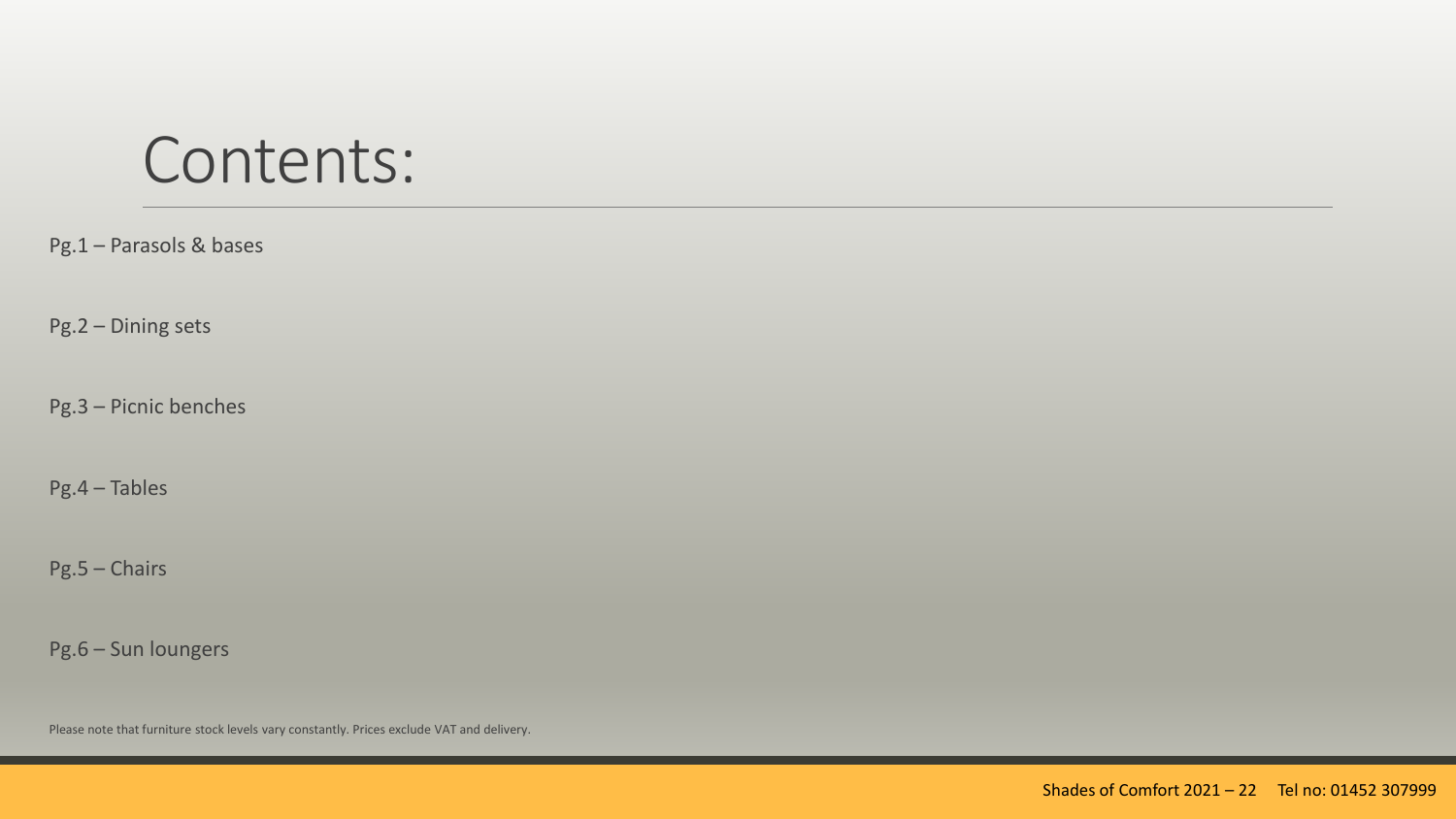# Contents:

Pg.1 – Parasols & bases

Pg.2 – Dining sets

Pg.3 – Picnic benches

Pg.4 – Tables

Pg.5 – Chairs

Pg.6 – Sun loungers

Please note that furniture stock levels vary constantly. Prices exclude VAT and delivery.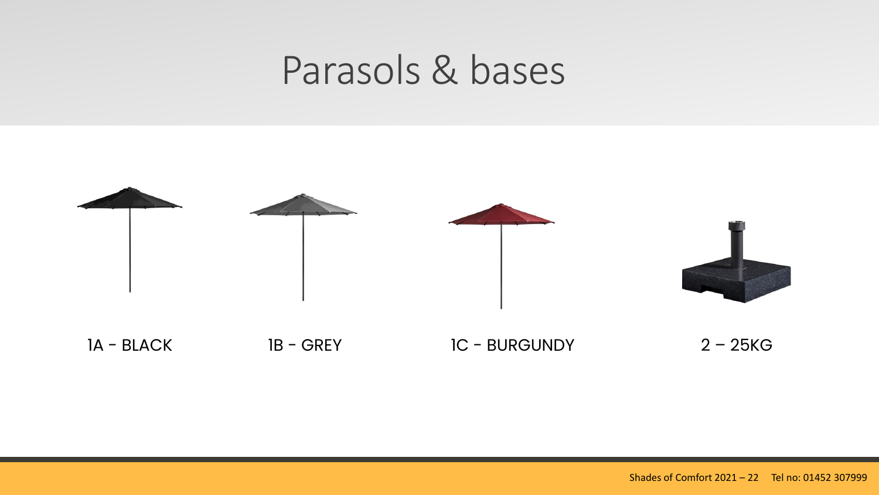# Parasols & bases

1A - BLACK

1B - GREY

1C - BURGUNDY

2 – 25KG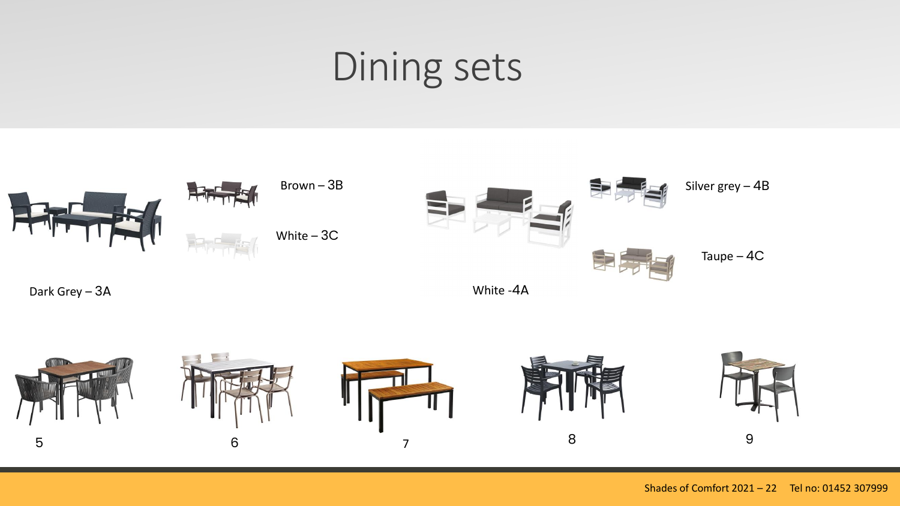# Dining sets

Brown – 3B

White – 3C

Dark Grey – 3A

Silver grey – 4B

Taupe – 4C

White -4A

5

6

7

8

9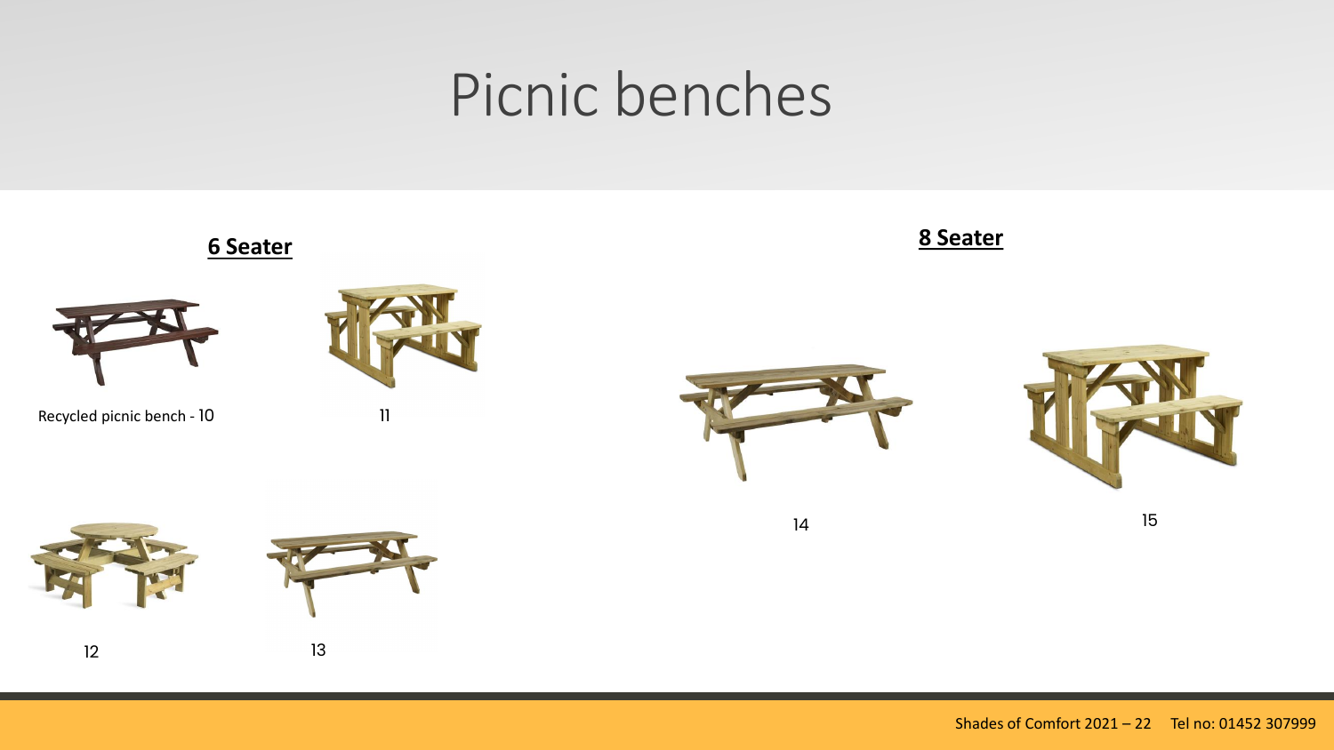# Picnic benches

**6 Seater**

Recycled picnic bench - 10

11

12

13

**8 Seater**

14

15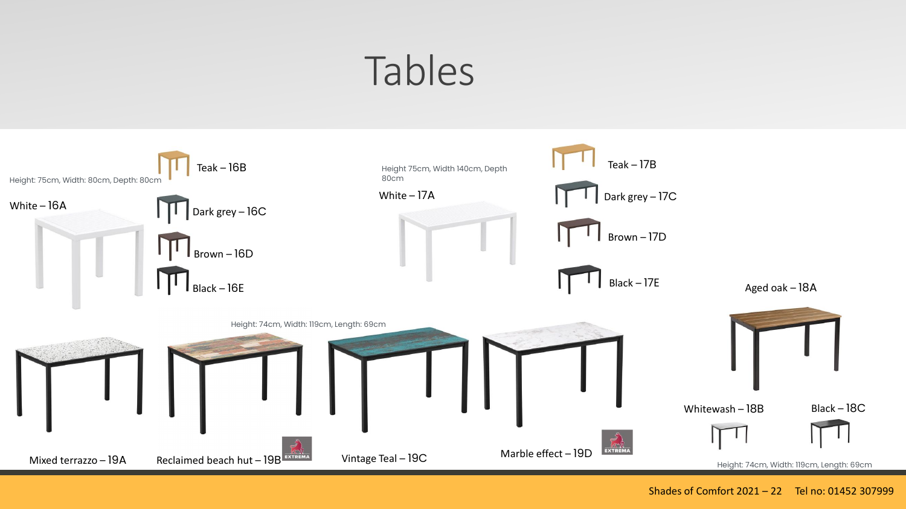# Tables

Height: 75cm, Width: 80cm, Depth: 80cm

White – 16A

Teak – 16B

Dark grey – 16C

Brown – 16D

Black – 16E

Height 75cm, Width 140cm, Depth 80cm

White – 17A

Teak – 17B

Dark grey – 17C

Brown – 17D

Black – 17E

Aged oak – 18A

Whitewash – 18B

Black – 18C

Height: 74cm, Width: 119cm, Length: 69cm

Height: 74cm, Width: 119cm, Length: 69cm

Mixed terrazzo – 19A

Reclaimed beach hut – 19B

Vintage Teal – 19C

Marble effect – 19D

Shades of Comfort 2021 – 22 Tel no: 01452 307999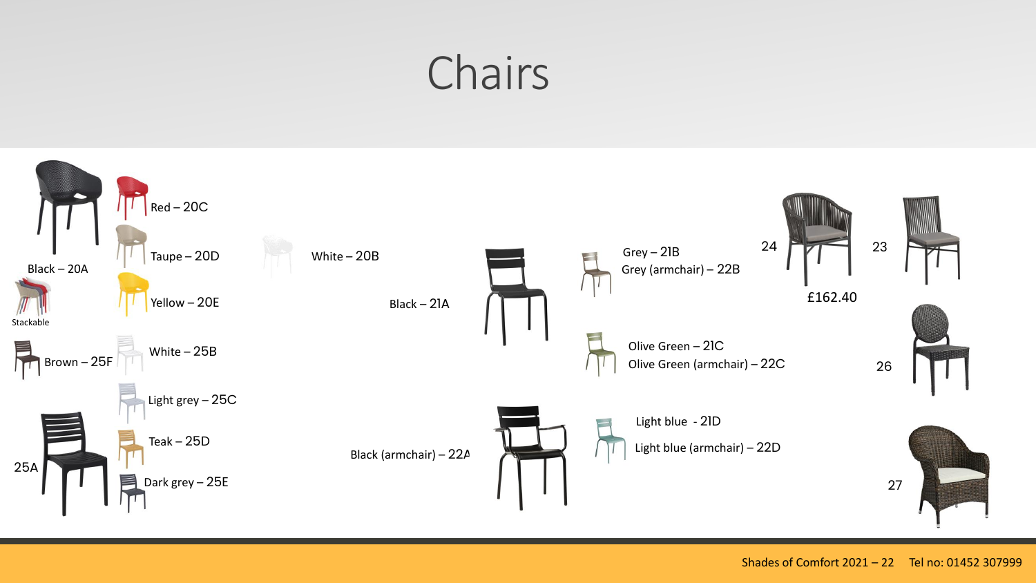# Chairs

Red – 20C

Taupe – 20D

Black – 20A

Stackable

Yellow – 20E

White – 20B

Brown – 25F

White – 25B

Light grey – 25C

Teak – 25D

25A

Dark grey – 25E

Black – 21A

Black (armchair) – 22A

Grey – 21B

Grey (armchair) – 22B

Olive Green – 21C

Olive Green (armchair) – 22C

Light blue - 21D

Light blue (armchair) – 22D

24

£162.40

23

26

27

Shades of Comfort 2021 – 22   Tel no: 01452 307999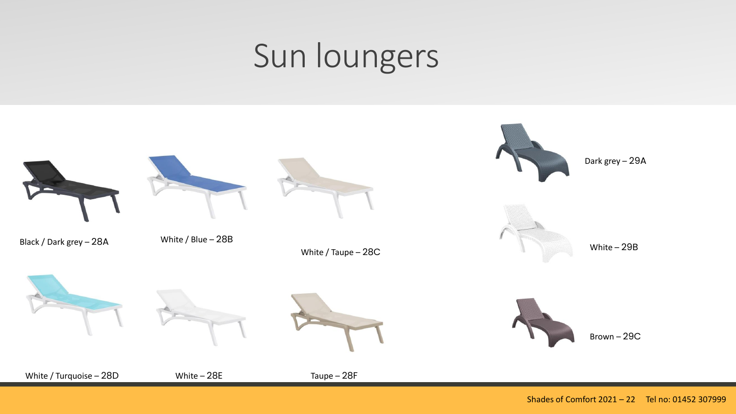# Sun loungers

Black / Dark grey – 28A

White / Blue – 28B

White / Taupe – 28C

White / Turquoise – 28D

White – 28E

Taupe – 28F

Dark grey – 29A

White – 29B

Brown – 29C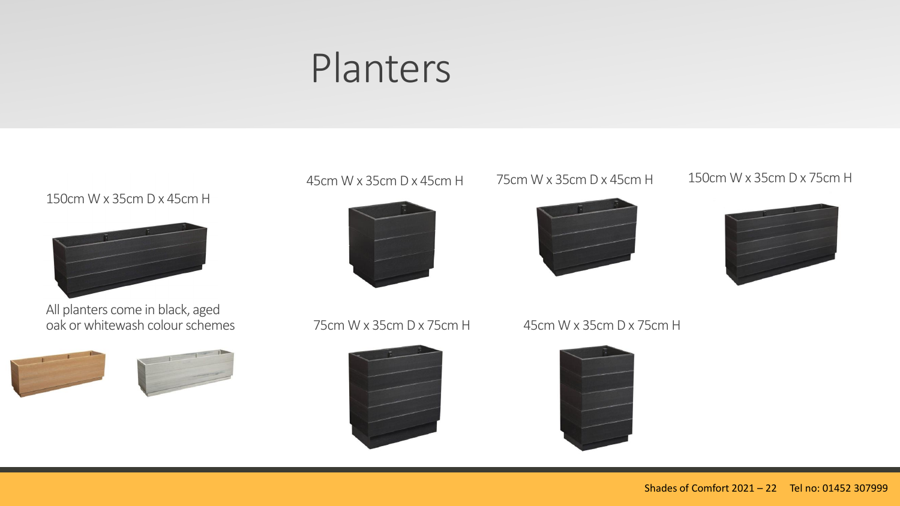# Planters

150cm W x 35cm D x 45cm H

All planters come in black, aged oak or whitewash colour schemes

45cm W x 35cm D x 45cm H

75cm W x 35cm D x 45cm H

150cm W x 35cm D x 75cm H

75cm W x 35cm D x 75cm H

45cm W x 35cm D x 75cm H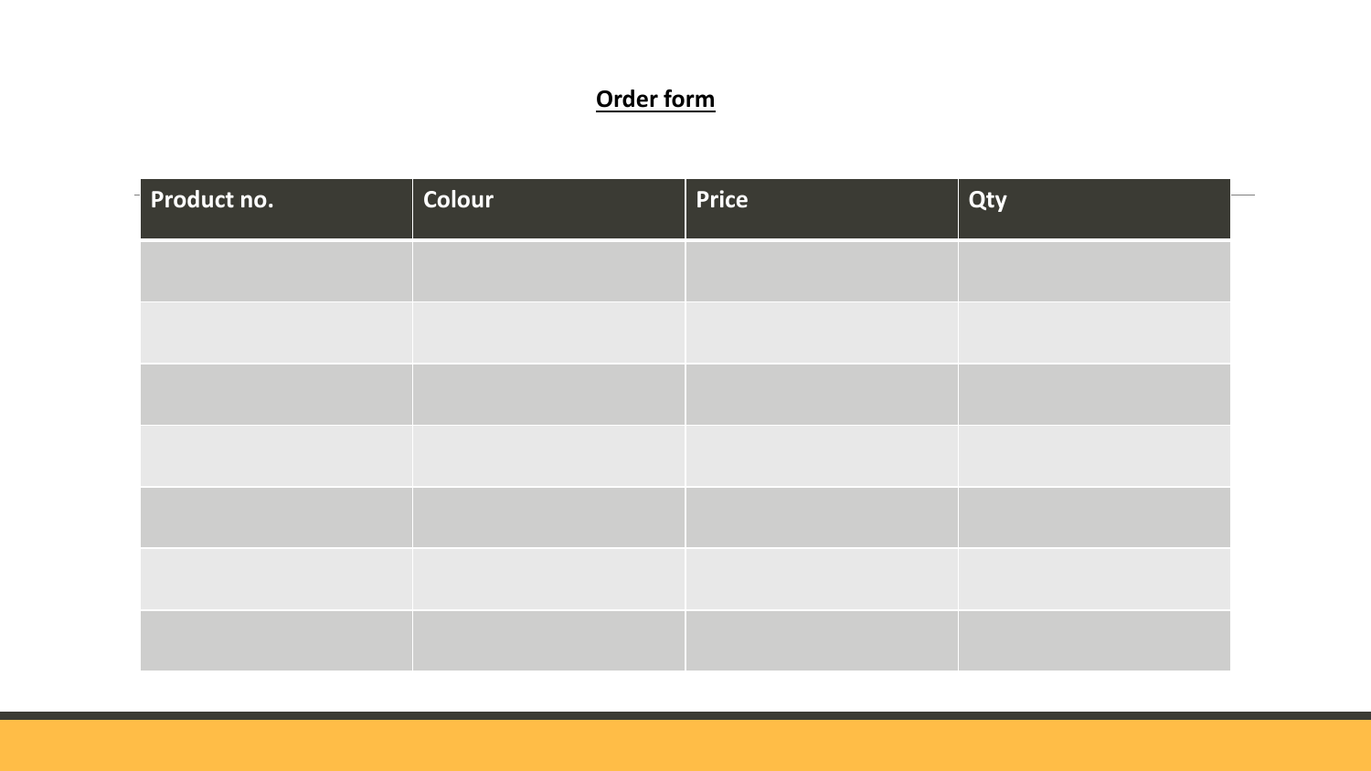**Order form**

| Product no. | Colour | Price | Qty |
| --- | --- | --- | --- |
| | | | |
| | | | |
| | | | |
| | | | |
| | | | |
| | | | |
| | | | |